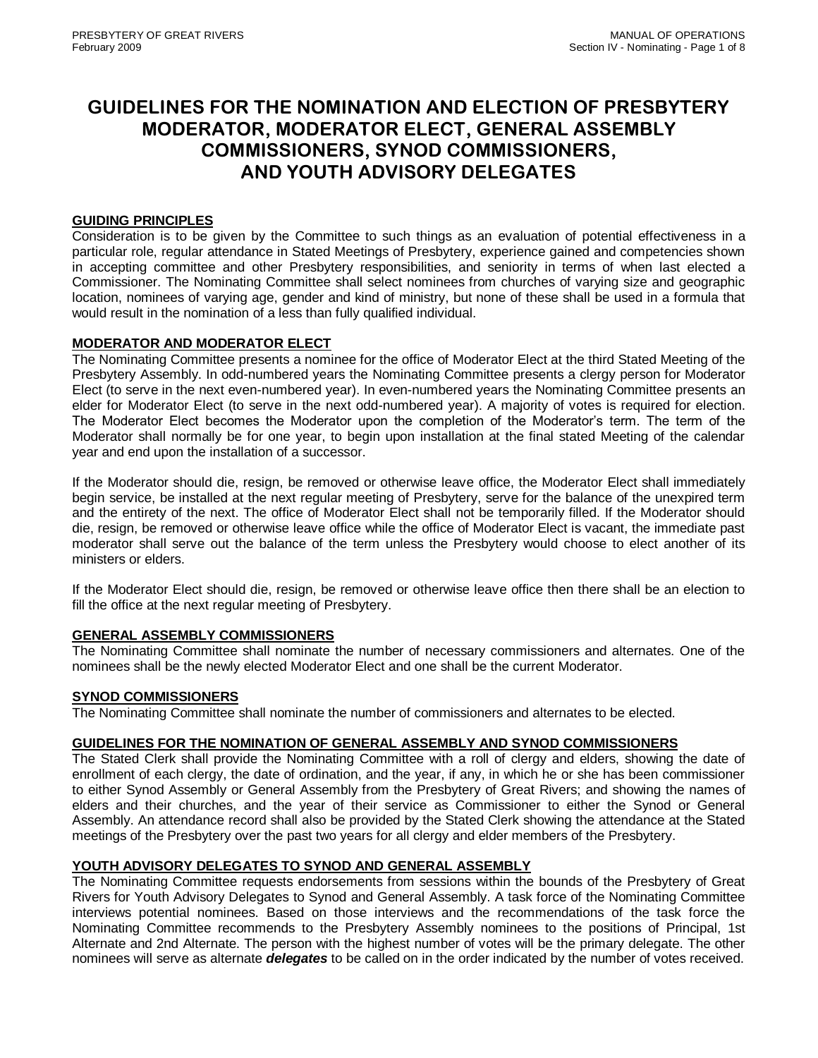# GUIDELINES FOR THE NOMINATION AND ELECTION OF PRESBYTERY MODERATOR, MODERATOR ELECT, GENERAL ASSEMBLY COMMISSIONERS, SYNOD COMMISSIONERS, AND YOUTH ADVISORY DELEGATES

## GUIDING PRINCIPLES

Consideration is to be given by the Committee to such things as an evaluation of potential effectiveness in a particular role, regular attendance in Stated Meetings of Presbytery, experience gained and competencies shown in accepting committee and other Presbytery responsibilities, and seniority in terms of when last elected a Commissioner. The Nominating Committee shall select nominees from churches of varying size and geographic location, nominees of varying age, gender and kind of ministry, but none of these shall be used in a formula that would result in the nomination of a less than fully qualified individual.

## MODERATOR AND MODERATOR ELECT

The Nominating Committee presents a nominee for the office of Moderator Elect at the third Stated Meeting of the Presbytery Assembly. In odd-numbered years the Nominating Committee presents a clergy person for Moderator Elect (to serve in the next even-numbered year). In even-numbered years the Nominating Committee presents an elder for Moderator Elect (to serve in the next odd-numbered year). A majority of votes is required for election. The Moderator Elect becomes the Moderator upon the completion of the Moderator's term. The term of the Moderator shall normally be for one year, to begin upon installation at the final stated Meeting of the calendar year and end upon the installation of a successor.

If the Moderator should die, resign, be removed or otherwise leave office, the Moderator Elect shall immediately begin service, be installed at the next regular meeting of Presbytery, serve for the balance of the unexpired term and the entirety of the next. The office of Moderator Elect shall not be temporarily filled. If the Moderator should die, resign, be removed or otherwise leave office while the office of Moderator Elect is vacant, the immediate past moderator shall serve out the balance of the term unless the Presbytery would choose to elect another of its ministers or elders.

If the Moderator Elect should die, resign, be removed or otherwise leave office then there shall be an election to fill the office at the next regular meeting of Presbytery.

## GENERAL ASSEMBLY COMMISSIONERS

The Nominating Committee shall nominate the number of necessary commissioners and alternates. One of the nominees shall be the newly elected Moderator Elect and one shall be the current Moderator.

## SYNOD COMMISSIONERS

The Nominating Committee shall nominate the number of commissioners and alternates to be elected.

## GUIDELINES FOR THE NOMINATION OF GENERAL ASSEMBLY AND SYNOD COMMISSIONERS

The Stated Clerk shall provide the Nominating Committee with a roll of clergy and elders, showing the date of enrollment of each clergy, the date of ordination, and the year, if any, in which he or she has been commissioner to either Synod Assembly or General Assembly from the Presbytery of Great Rivers; and showing the names of elders and their churches, and the year of their service as Commissioner to either the Synod or General Assembly. An attendance record shall also be provided by the Stated Clerk showing the attendance at the Stated meetings of the Presbytery over the past two years for all clergy and elder members of the Presbytery.

## YOUTH ADVISORY DELEGATES TO SYNOD AND GENERAL ASSEMBLY

The Nominating Committee requests endorsements from sessions within the bounds of the Presbytery of Great Rivers for Youth Advisory Delegates to Synod and General Assembly. A task force of the Nominating Committee interviews potential nominees. Based on those interviews and the recommendations of the task force the Nominating Committee recommends to the Presbytery Assembly nominees to the positions of Principal, 1st Alternate and 2nd Alternate. The person with the highest number of votes will be the primary delegate. The other nominees will serve as alternate ***delegates*** to be called on in the order indicated by the number of votes received.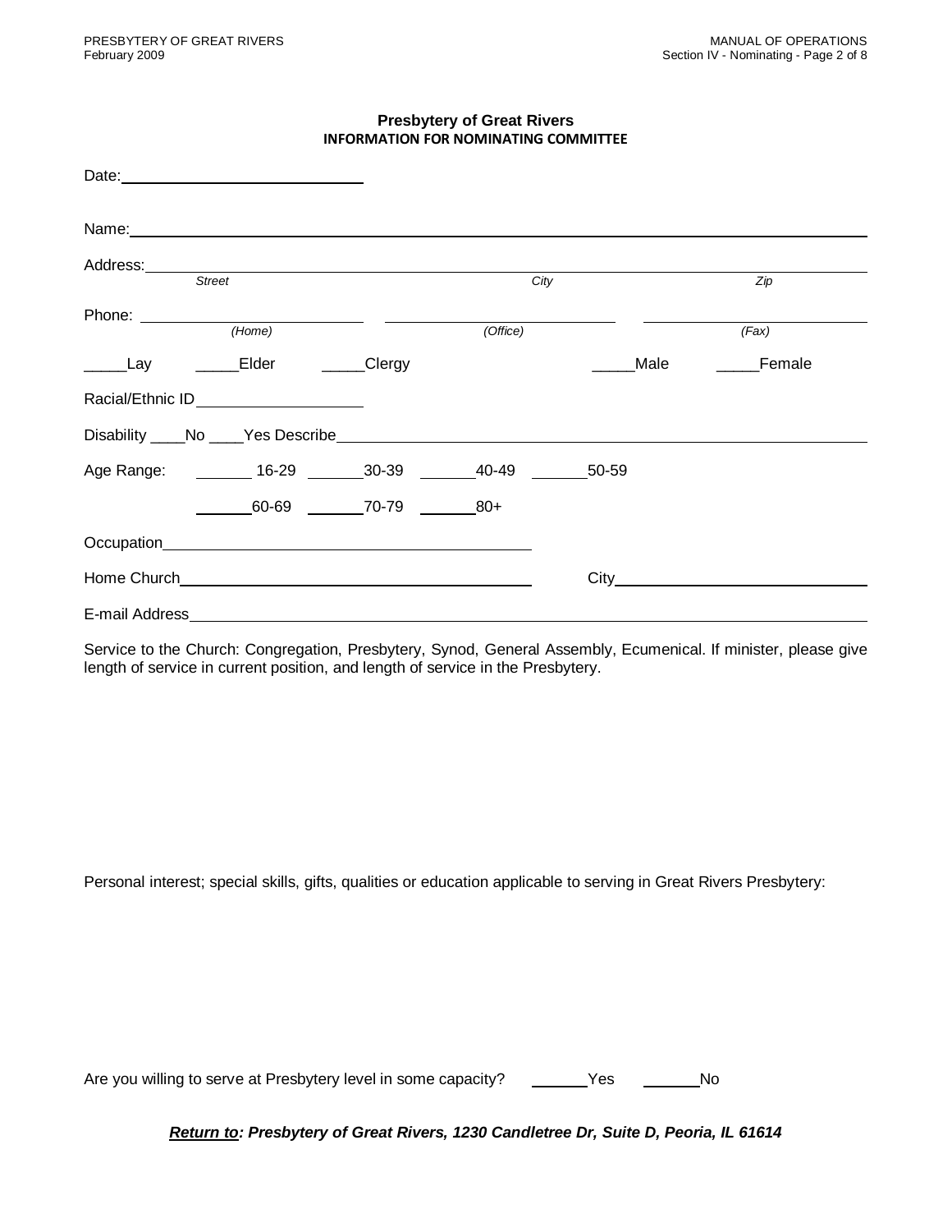**Presbytery of Great Rivers**
**INFORMATION FOR NOMINATING COMMITTEE**

Date:\_\_\_\_\_\_\_\_\_\_\_\_\_\_\_\_\_\_\_\_\_\_\_\_\_\_\_\_

Name:\_\_\_\_\_\_\_\_\_\_\_\_\_\_\_\_\_\_\_\_\_\_\_\_\_\_\_\_\_\_\_\_\_\_\_\_\_\_\_\_\_\_\_\_\_\_\_\_\_\_\_\_\_\_\_\_\_\_\_\_\_\_\_\_\_\_\_\_\_\_\_\_\_\_\_\_\_\_

Address:\_\_\_\_\_\_\_\_\_\_\_\_\_\_\_\_\_\_\_\_\_\_\_\_\_\_\_\_\_\_\_\_\_\_\_\_\_\_\_\_\_\_\_\_\_\_\_\_\_\_\_\_\_\_\_\_\_\_\_\_\_\_\_\_\_\_\_\_\_\_\_\_\_\_\_\_
*Street* *City* *Zip*

Phone: \_\_\_\_\_\_\_\_\_\_\_\_\_\_\_\_\_\_\_\_\_\_\_\_ \_\_\_\_\_\_\_\_\_\_\_\_\_\_\_\_\_\_\_\_\_\_\_\_ \_\_\_\_\_\_\_\_\_\_\_\_\_\_\_\_\_\_\_\_\_\_\_\_
*(Home)* *(Office)* *(Fax)*

\_\_\_\_\_Lay \_\_\_\_\_Elder \_\_\_\_\_Clergy \_\_\_\_\_Male \_\_\_\_\_Female

Racial/Ethnic ID\_\_\_\_\_\_\_\_\_\_\_\_\_\_\_\_\_\_\_\_

Disability \_\_\_\_No \_\_\_\_Yes Describe\_\_\_\_\_\_\_\_\_\_\_\_\_\_\_\_\_\_\_\_\_\_\_\_\_\_\_\_\_\_\_\_\_\_\_\_\_\_\_\_\_\_\_\_\_\_\_\_\_\_\_\_\_\_\_\_\_\_\_\_\_

Age Range: \_\_\_\_\_\_\_ 16-29 \_\_\_\_\_\_\_30-39 \_\_\_\_\_\_\_40-49 \_\_\_\_\_\_\_50-59

\_\_\_\_\_\_\_60-69 \_\_\_\_\_\_\_70-79 \_\_\_\_\_\_\_80+

Occupation\_\_\_\_\_\_\_\_\_\_\_\_\_\_\_\_\_\_\_\_\_\_\_\_\_\_\_\_\_\_\_\_\_\_\_\_\_\_\_\_\_\_\_

Home Church\_\_\_\_\_\_\_\_\_\_\_\_\_\_\_\_\_\_\_\_\_\_\_\_\_\_\_\_\_\_\_\_\_\_\_\_\_\_\_\_\_ City\_\_\_\_\_\_\_\_\_\_\_\_\_\_\_\_\_\_\_\_\_\_\_\_\_\_\_\_\_\_\_

E-mail Address\_\_\_\_\_\_\_\_\_\_\_\_\_\_\_\_\_\_\_\_\_\_\_\_\_\_\_\_\_\_\_\_\_\_\_\_\_\_\_\_\_\_\_\_\_\_\_\_\_\_\_\_\_\_\_\_\_\_\_\_\_\_\_\_\_\_\_\_\_\_\_\_\_\_

Service to the Church: Congregation, Presbytery, Synod, General Assembly, Ecumenical. If minister, please give length of service in current position, and length of service in the Presbytery.

Personal interest; special skills, gifts, qualities or education applicable to serving in Great Rivers Presbytery:

Are you willing to serve at Presbytery level in some capacity? \_\_\_\_\_\_\_Yes \_\_\_\_\_\_\_No

***Return to*: Presbytery of Great Rivers, 1230 Candletree Dr, Suite D, Peoria, IL 61614**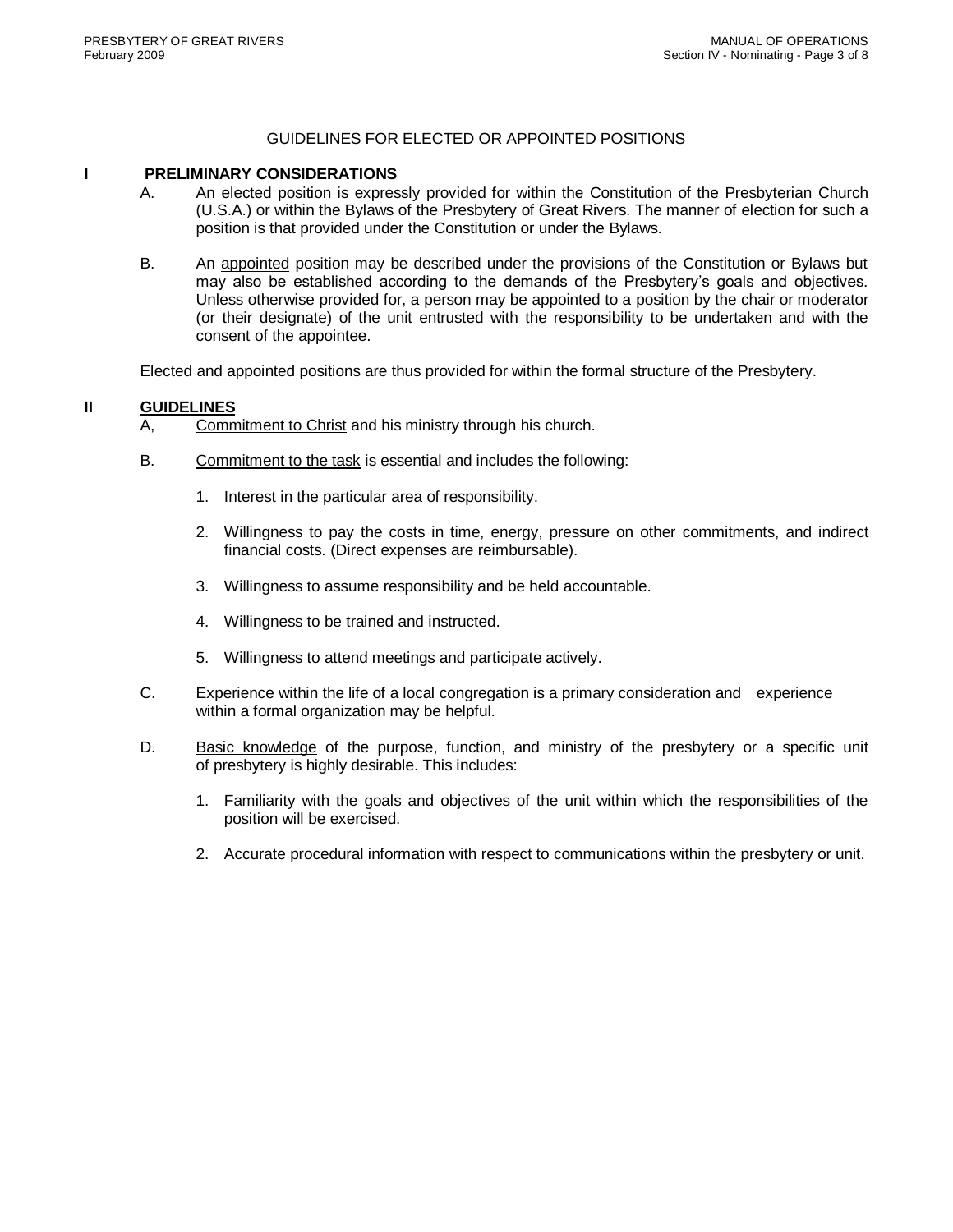# GUIDELINES FOR ELECTED OR APPOINTED POSITIONS

## I PRELIMINARY CONSIDERATIONS

A. An elected position is expressly provided for within the Constitution of the Presbyterian Church (U.S.A.) or within the Bylaws of the Presbytery of Great Rivers. The manner of election for such a position is that provided under the Constitution or under the Bylaws.

B. An appointed position may be described under the provisions of the Constitution or Bylaws but may also be established according to the demands of the Presbytery's goals and objectives. Unless otherwise provided for, a person may be appointed to a position by the chair or moderator (or their designate) of the unit entrusted with the responsibility to be undertaken and with the consent of the appointee.

Elected and appointed positions are thus provided for within the formal structure of the Presbytery.

## II GUIDELINES

A, Commitment to Christ and his ministry through his church.

B. Commitment to the task is essential and includes the following:

1. Interest in the particular area of responsibility.
2. Willingness to pay the costs in time, energy, pressure on other commitments, and indirect financial costs. (Direct expenses are reimbursable).
3. Willingness to assume responsibility and be held accountable.
4. Willingness to be trained and instructed.
5. Willingness to attend meetings and participate actively.

C. Experience within the life of a local congregation is a primary consideration and experience within a formal organization may be helpful.

D. Basic knowledge of the purpose, function, and ministry of the presbytery or a specific unit of presbytery is highly desirable. This includes:

1. Familiarity with the goals and objectives of the unit within which the responsibilities of the position will be exercised.
2. Accurate procedural information with respect to communications within the presbytery or unit.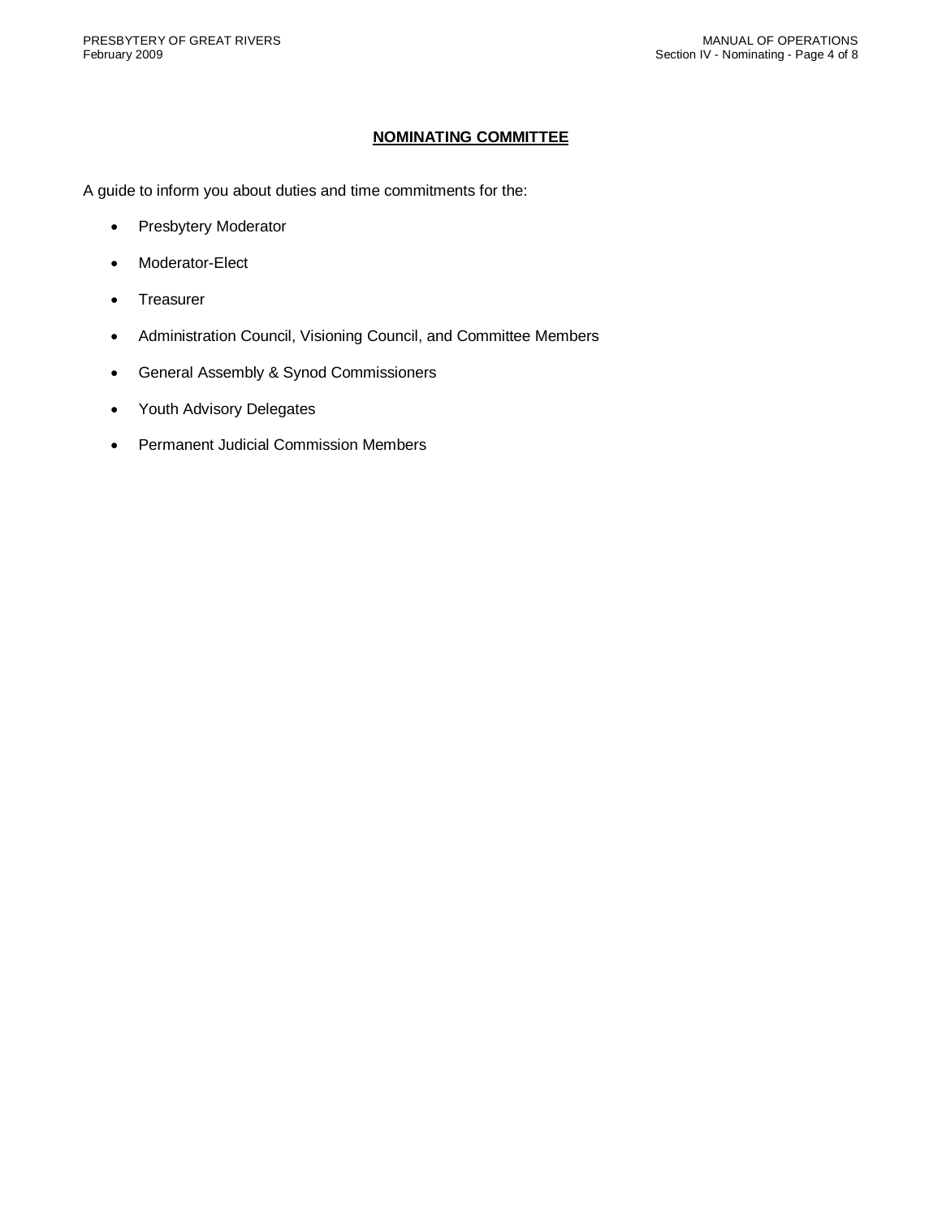## NOMINATING COMMITTEE

A guide to inform you about duties and time commitments for the:

- Presbytery Moderator
- Moderator-Elect
- Treasurer
- Administration Council, Visioning Council, and Committee Members
- General Assembly & Synod Commissioners
- Youth Advisory Delegates
- Permanent Judicial Commission Members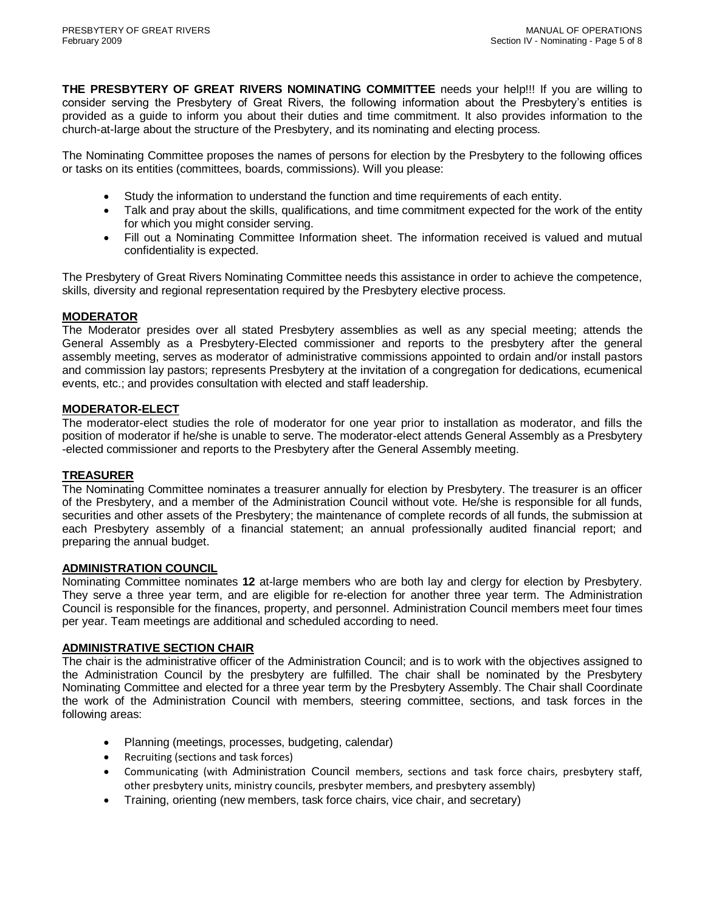**THE PRESBYTERY OF GREAT RIVERS NOMINATING COMMITTEE** needs your help!!! If you are willing to consider serving the Presbytery of Great Rivers, the following information about the Presbytery's entities is provided as a guide to inform you about their duties and time commitment. It also provides information to the church-at-large about the structure of the Presbytery, and its nominating and electing process.

The Nominating Committee proposes the names of persons for election by the Presbytery to the following offices or tasks on its entities (committees, boards, commissions). Will you please:

- Study the information to understand the function and time requirements of each entity.
- Talk and pray about the skills, qualifications, and time commitment expected for the work of the entity for which you might consider serving.
- Fill out a Nominating Committee Information sheet. The information received is valued and mutual confidentiality is expected.

The Presbytery of Great Rivers Nominating Committee needs this assistance in order to achieve the competence, skills, diversity and regional representation required by the Presbytery elective process.

## MODERATOR

The Moderator presides over all stated Presbytery assemblies as well as any special meeting; attends the General Assembly as a Presbytery-Elected commissioner and reports to the presbytery after the general assembly meeting, serves as moderator of administrative commissions appointed to ordain and/or install pastors and commission lay pastors; represents Presbytery at the invitation of a congregation for dedications, ecumenical events, etc.; and provides consultation with elected and staff leadership.

## MODERATOR-ELECT

The moderator-elect studies the role of moderator for one year prior to installation as moderator, and fills the position of moderator if he/she is unable to serve. The moderator-elect attends General Assembly as a Presbytery -elected commissioner and reports to the Presbytery after the General Assembly meeting.

## TREASURER

The Nominating Committee nominates a treasurer annually for election by Presbytery. The treasurer is an officer of the Presbytery, and a member of the Administration Council without vote. He/she is responsible for all funds, securities and other assets of the Presbytery; the maintenance of complete records of all funds, the submission at each Presbytery assembly of a financial statement; an annual professionally audited financial report; and preparing the annual budget.

## ADMINISTRATION COUNCIL

Nominating Committee nominates **12** at-large members who are both lay and clergy for election by Presbytery. They serve a three year term, and are eligible for re-election for another three year term. The Administration Council is responsible for the finances, property, and personnel. Administration Council members meet four times per year. Team meetings are additional and scheduled according to need.

## ADMINISTRATIVE SECTION CHAIR

The chair is the administrative officer of the Administration Council; and is to work with the objectives assigned to the Administration Council by the presbytery are fulfilled. The chair shall be nominated by the Presbytery Nominating Committee and elected for a three year term by the Presbytery Assembly. The Chair shall Coordinate the work of the Administration Council with members, steering committee, sections, and task forces in the following areas:

- Planning (meetings, processes, budgeting, calendar)
- Recruiting (sections and task forces)
- Communicating (with Administration Council members, sections and task force chairs, presbytery staff, other presbytery units, ministry councils, presbyter members, and presbytery assembly)
- Training, orienting (new members, task force chairs, vice chair, and secretary)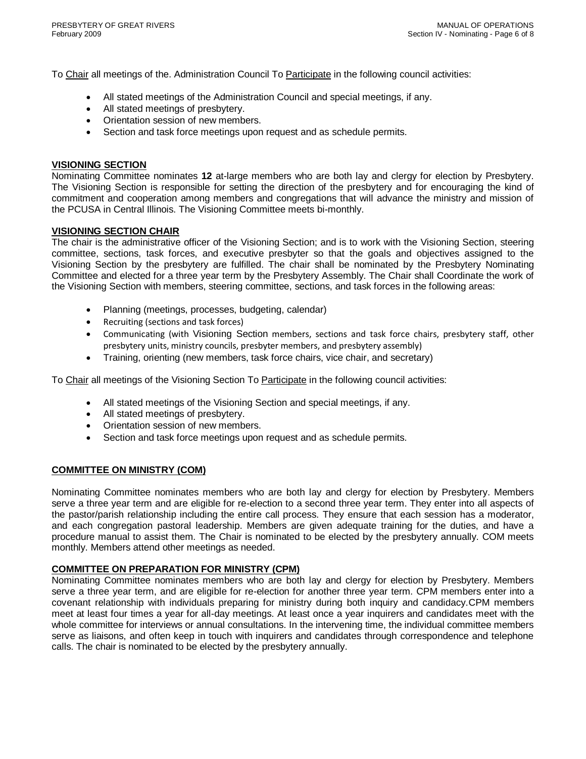To Chair all meetings of the. Administration Council To Participate in the following council activities:

- All stated meetings of the Administration Council and special meetings, if any.
- All stated meetings of presbytery.
- Orientation session of new members.
- Section and task force meetings upon request and as schedule permits.

## VISIONING SECTION

Nominating Committee nominates **12** at-large members who are both lay and clergy for election by Presbytery. The Visioning Section is responsible for setting the direction of the presbytery and for encouraging the kind of commitment and cooperation among members and congregations that will advance the ministry and mission of the PCUSA in Central Illinois. The Visioning Committee meets bi-monthly.

## VISIONING SECTION CHAIR

The chair is the administrative officer of the Visioning Section; and is to work with the Visioning Section, steering committee, sections, task forces, and executive presbyter so that the goals and objectives assigned to the Visioning Section by the presbytery are fulfilled. The chair shall be nominated by the Presbytery Nominating Committee and elected for a three year term by the Presbytery Assembly. The Chair shall Coordinate the work of the Visioning Section with members, steering committee, sections, and task forces in the following areas:

- Planning (meetings, processes, budgeting, calendar)
- Recruiting (sections and task forces)
- Communicating (with Visioning Section members, sections and task force chairs, presbytery staff, other presbytery units, ministry councils, presbyter members, and presbytery assembly)
- Training, orienting (new members, task force chairs, vice chair, and secretary)

To Chair all meetings of the Visioning Section To Participate in the following council activities:

- All stated meetings of the Visioning Section and special meetings, if any.
- All stated meetings of presbytery.
- Orientation session of new members.
- Section and task force meetings upon request and as schedule permits.

## COMMITTEE ON MINISTRY (COM)

Nominating Committee nominates members who are both lay and clergy for election by Presbytery. Members serve a three year term and are eligible for re-election to a second three year term. They enter into all aspects of the pastor/parish relationship including the entire call process. They ensure that each session has a moderator, and each congregation pastoral leadership. Members are given adequate training for the duties, and have a procedure manual to assist them. The Chair is nominated to be elected by the presbytery annually. COM meets monthly. Members attend other meetings as needed.

## COMMITTEE ON PREPARATION FOR MINISTRY (CPM)

Nominating Committee nominates members who are both lay and clergy for election by Presbytery. Members serve a three year term, and are eligible for re-election for another three year term. CPM members enter into a covenant relationship with individuals preparing for ministry during both inquiry and candidacy.CPM members meet at least four times a year for all-day meetings. At least once a year inquirers and candidates meet with the whole committee for interviews or annual consultations. In the intervening time, the individual committee members serve as liaisons, and often keep in touch with inquirers and candidates through correspondence and telephone calls. The chair is nominated to be elected by the presbytery annually.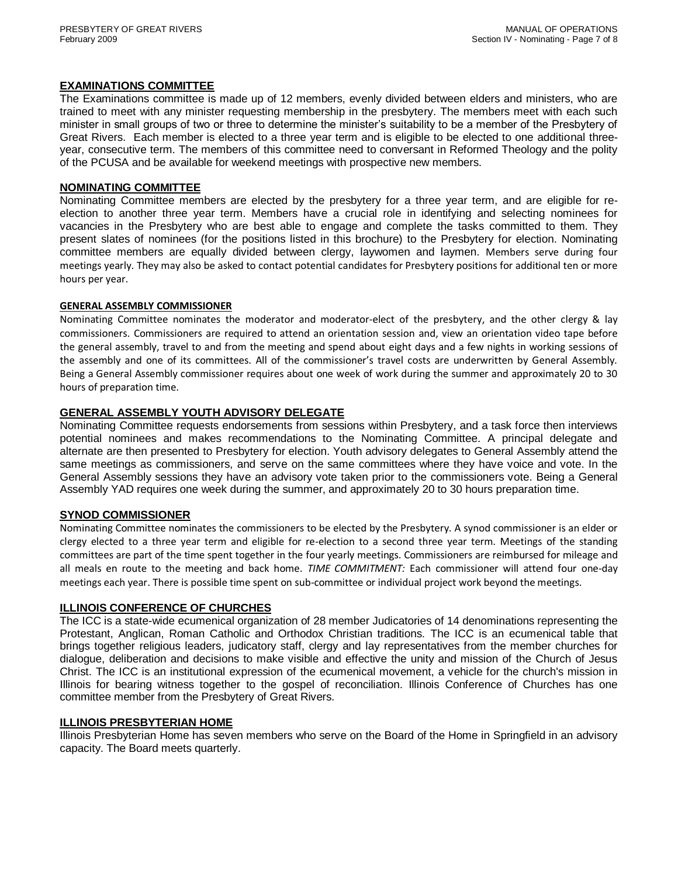## EXAMINATIONS COMMITTEE

The Examinations committee is made up of 12 members, evenly divided between elders and ministers, who are trained to meet with any minister requesting membership in the presbytery. The members meet with each such minister in small groups of two or three to determine the minister's suitability to be a member of the Presbytery of Great Rivers. Each member is elected to a three year term and is eligible to be elected to one additional three-year, consecutive term. The members of this committee need to conversant in Reformed Theology and the polity of the PCUSA and be available for weekend meetings with prospective new members.

## NOMINATING COMMITTEE

Nominating Committee members are elected by the presbytery for a three year term, and are eligible for re-election to another three year term. Members have a crucial role in identifying and selecting nominees for vacancies in the Presbytery who are best able to engage and complete the tasks committed to them. They present slates of nominees (for the positions listed in this brochure) to the Presbytery for election. Nominating committee members are equally divided between clergy, laywomen and laymen. Members serve during four meetings yearly. They may also be asked to contact potential candidates for Presbytery positions for additional ten or more hours per year.

### GENERAL ASSEMBLY COMMISSIONER

Nominating Committee nominates the moderator and moderator-elect of the presbytery, and the other clergy & lay commissioners. Commissioners are required to attend an orientation session and, view an orientation video tape before the general assembly, travel to and from the meeting and spend about eight days and a few nights in working sessions of the assembly and one of its committees. All of the commissioner's travel costs are underwritten by General Assembly. Being a General Assembly commissioner requires about one week of work during the summer and approximately 20 to 30 hours of preparation time.

## GENERAL ASSEMBLY YOUTH ADVISORY DELEGATE

Nominating Committee requests endorsements from sessions within Presbytery, and a task force then interviews potential nominees and makes recommendations to the Nominating Committee. A principal delegate and alternate are then presented to Presbytery for election. Youth advisory delegates to General Assembly attend the same meetings as commissioners, and serve on the same committees where they have voice and vote. In the General Assembly sessions they have an advisory vote taken prior to the commissioners vote. Being a General Assembly YAD requires one week during the summer, and approximately 20 to 30 hours preparation time.

## SYNOD COMMISSIONER

Nominating Committee nominates the commissioners to be elected by the Presbytery. A synod commissioner is an elder or clergy elected to a three year term and eligible for re-election to a second three year term. Meetings of the standing committees are part of the time spent together in the four yearly meetings. Commissioners are reimbursed for mileage and all meals en route to the meeting and back home. *TIME COMMITMENT:* Each commissioner will attend four one-day meetings each year. There is possible time spent on sub-committee or individual project work beyond the meetings.

## ILLINOIS CONFERENCE OF CHURCHES

The ICC is a state-wide ecumenical organization of 28 member Judicatories of 14 denominations representing the Protestant, Anglican, Roman Catholic and Orthodox Christian traditions. The ICC is an ecumenical table that brings together religious leaders, judicatory staff, clergy and lay representatives from the member churches for dialogue, deliberation and decisions to make visible and effective the unity and mission of the Church of Jesus Christ. The ICC is an institutional expression of the ecumenical movement, a vehicle for the church's mission in Illinois for bearing witness together to the gospel of reconciliation. Illinois Conference of Churches has one committee member from the Presbytery of Great Rivers.

## ILLINOIS PRESBYTERIAN HOME

Illinois Presbyterian Home has seven members who serve on the Board of the Home in Springfield in an advisory capacity. The Board meets quarterly.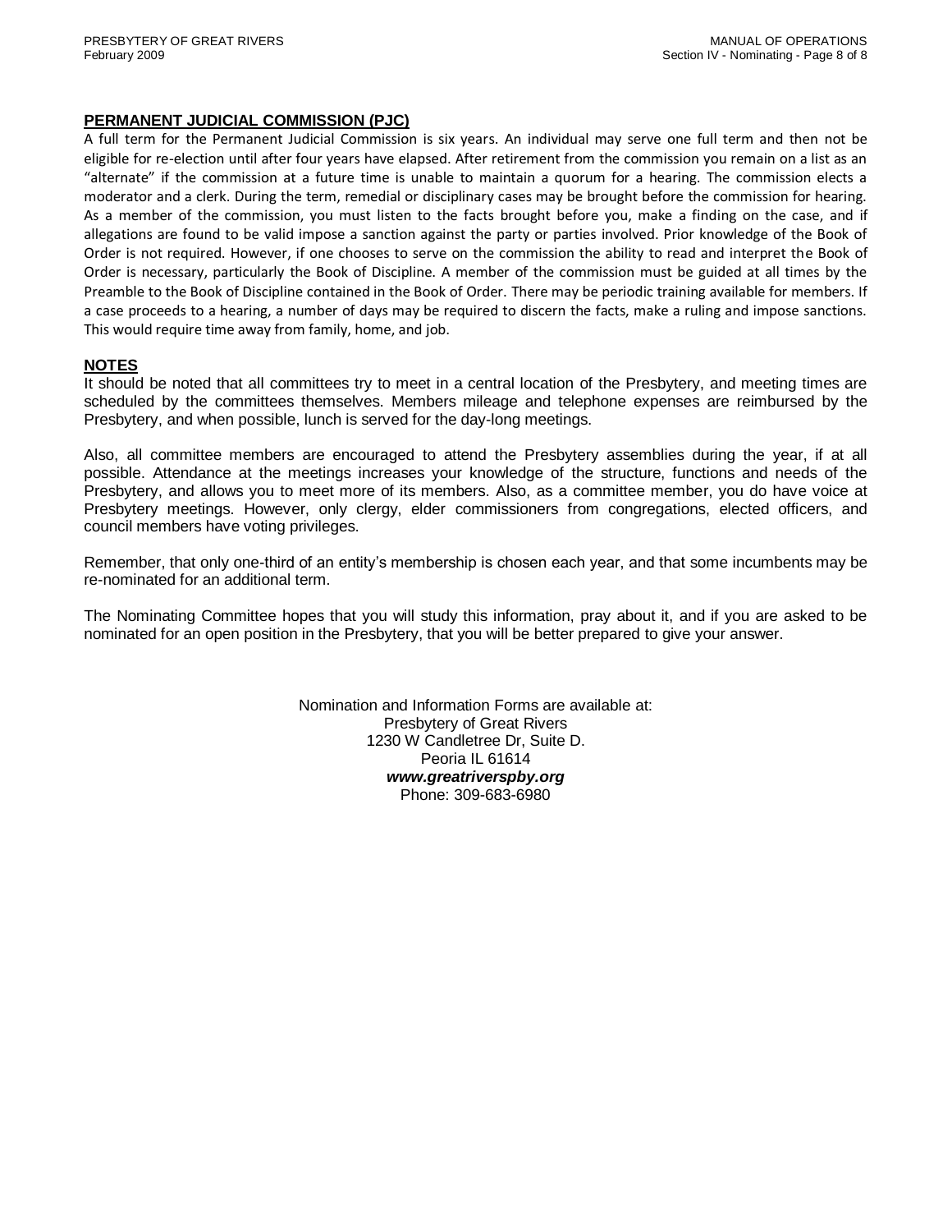## PERMANENT JUDICIAL COMMISSION (PJC)

A full term for the Permanent Judicial Commission is six years. An individual may serve one full term and then not be eligible for re-election until after four years have elapsed. After retirement from the commission you remain on a list as an "alternate" if the commission at a future time is unable to maintain a quorum for a hearing. The commission elects a moderator and a clerk. During the term, remedial or disciplinary cases may be brought before the commission for hearing. As a member of the commission, you must listen to the facts brought before you, make a finding on the case, and if allegations are found to be valid impose a sanction against the party or parties involved. Prior knowledge of the Book of Order is not required. However, if one chooses to serve on the commission the ability to read and interpret the Book of Order is necessary, particularly the Book of Discipline. A member of the commission must be guided at all times by the Preamble to the Book of Discipline contained in the Book of Order. There may be periodic training available for members. If a case proceeds to a hearing, a number of days may be required to discern the facts, make a ruling and impose sanctions. This would require time away from family, home, and job.

## NOTES

It should be noted that all committees try to meet in a central location of the Presbytery, and meeting times are scheduled by the committees themselves. Members mileage and telephone expenses are reimbursed by the Presbytery, and when possible, lunch is served for the day-long meetings.

Also, all committee members are encouraged to attend the Presbytery assemblies during the year, if at all possible. Attendance at the meetings increases your knowledge of the structure, functions and needs of the Presbytery, and allows you to meet more of its members. Also, as a committee member, you do have voice at Presbytery meetings. However, only clergy, elder commissioners from congregations, elected officers, and council members have voting privileges.

Remember, that only one-third of an entity's membership is chosen each year, and that some incumbents may be re-nominated for an additional term.

The Nominating Committee hopes that you will study this information, pray about it, and if you are asked to be nominated for an open position in the Presbytery, that you will be better prepared to give your answer.

Nomination and Information Forms are available at:
Presbytery of Great Rivers
1230 W Candletree Dr, Suite D.
Peoria IL 61614
***www.greatriverspby.org***
Phone: 309-683-6980